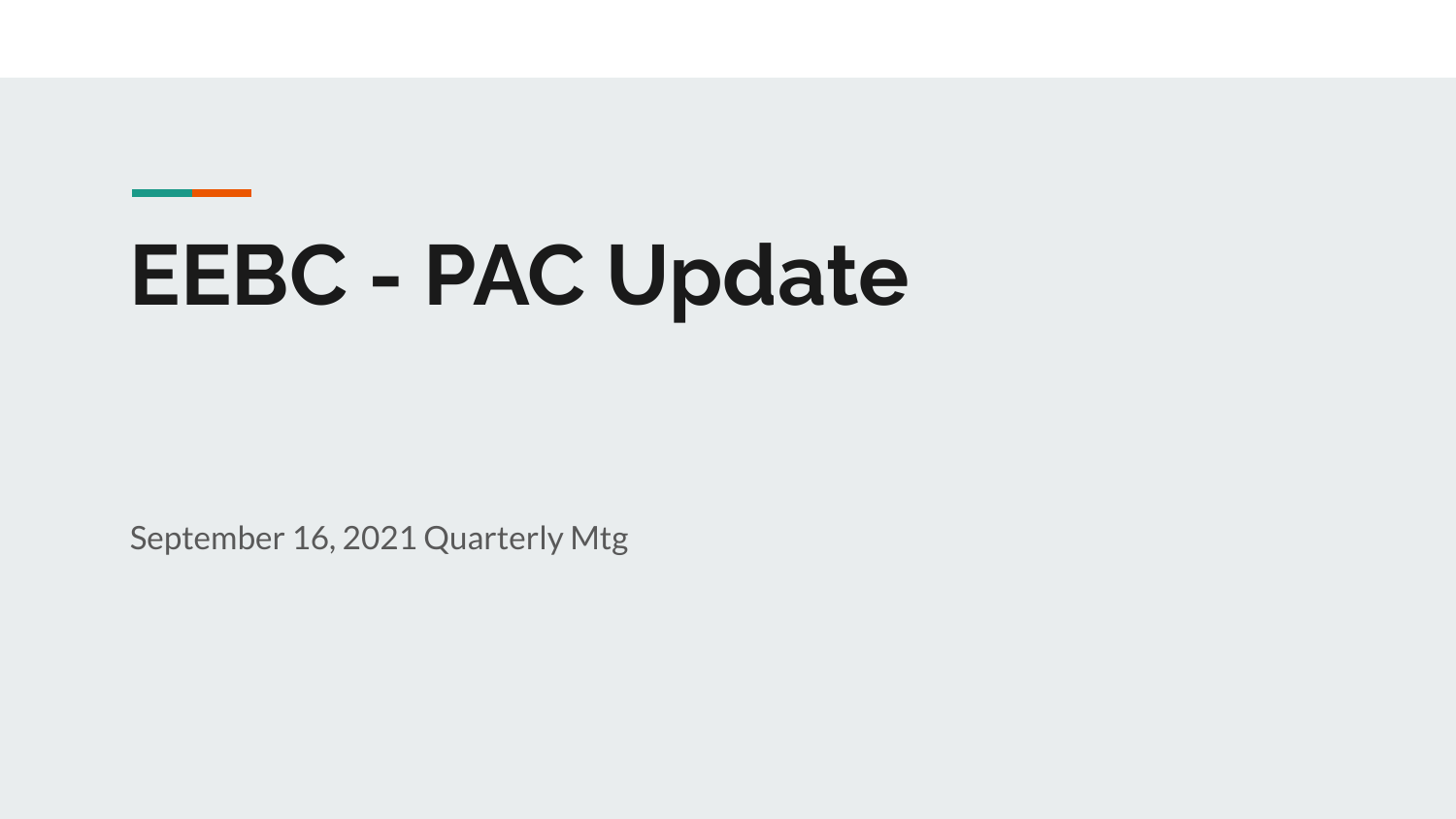# EEBC - PAC Update

September 16, 2021 Quarterly Mtg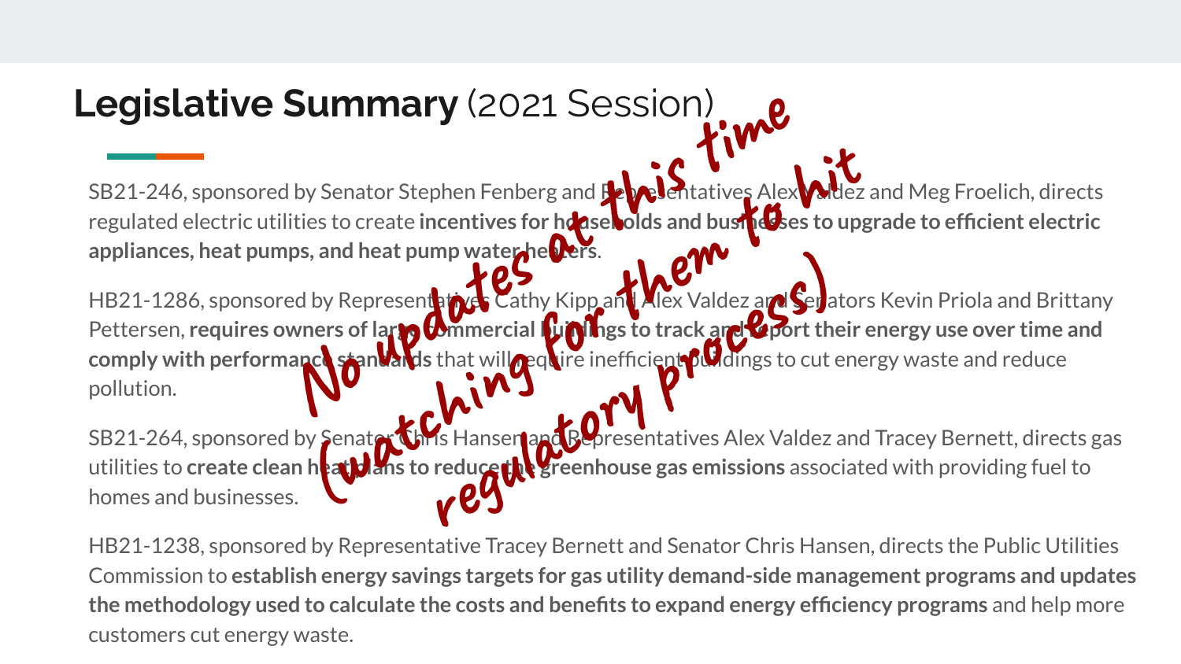# **Legislative Summary** (2021 Session)

SB21-246, sponsored by Senator Stephen Fenberg and Representatives Alex Valdez and Meg Froelich, directs regulated electric utilities to create **incentives for households and businesses to upgrade to efficient electric appliances, heat pumps, and heat pump water heaters**.

HB21-1286, sponsored by Representatives Cathy Kipp and Alex Valdez and Senators Kevin Priola and Brittany Pettersen, **requires owners of large commercial buildings to track and report their energy use over time and comply with performance standards** that will require inefficient buildings to cut energy waste and reduce pollution.

SB21-264, sponsored by Senator Chris Hansen and Representatives Alex Valdez and Tracey Bernett, directs gas utilities to **create clean heat plans to reduce the greenhouse gas emissions** associated with providing fuel to homes and businesses.

HB21-1238, sponsored by Representative Tracey Bernett and Senator Chris Hansen, directs the Public Utilities Commission to **establish energy savings targets for gas utility demand-side management programs and updates the methodology used to calculate the costs and benefits to expand energy efficiency programs** and help more customers cut energy waste.

No updates at this time (watching for them to hit regulatory process)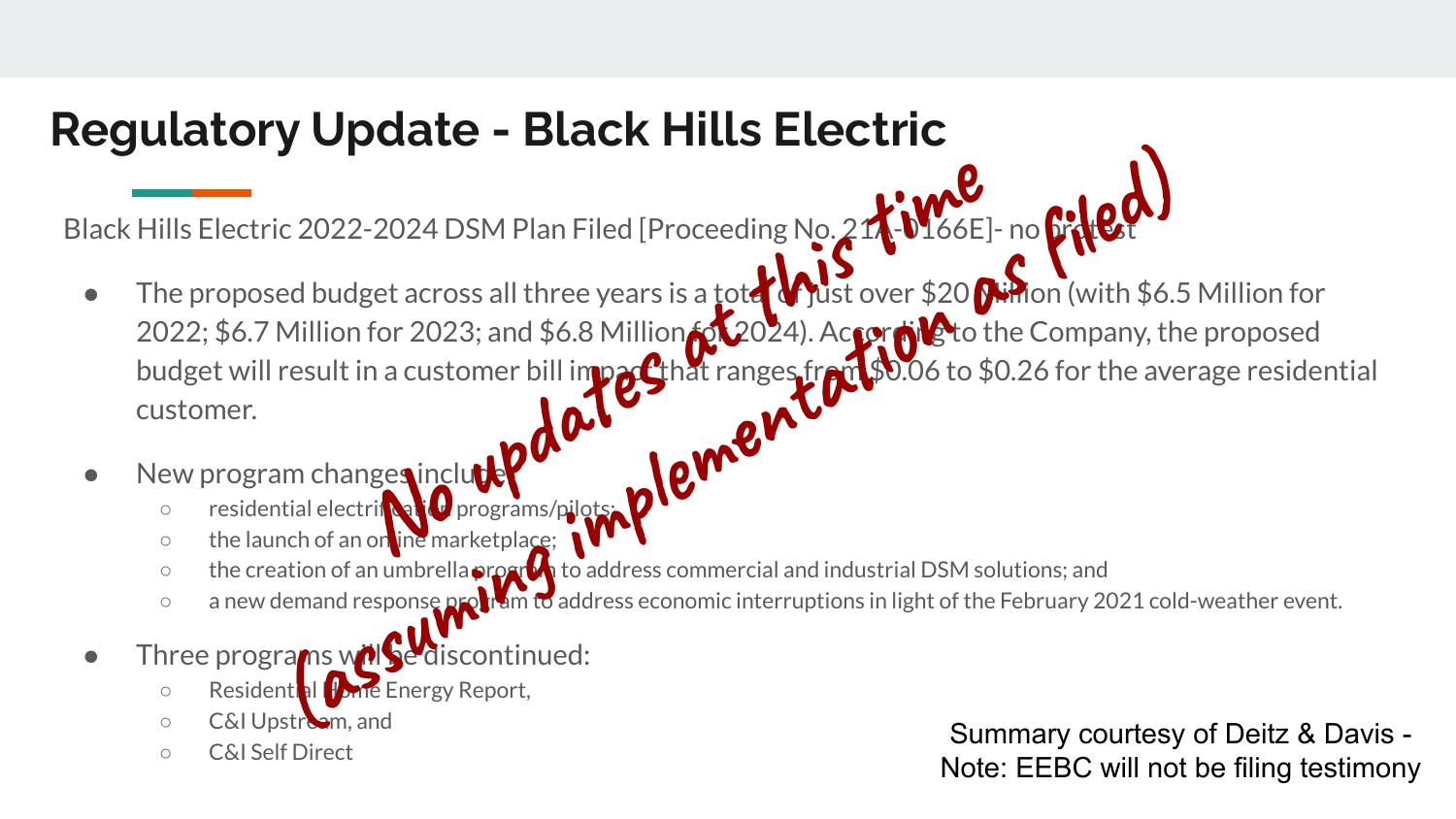# Regulatory Update - Black Hills Electric

Black Hills Electric 2022-2024 DSM Plan Filed [Proceeding No. 21A-0166E]- no protest

- The proposed budget across all three years is a total of just over $20 Million (with $6.5 Million for 2022; $6.7 Million for 2023; and $6.8 Million for 2024). According to the Company, the proposed budget will result in a customer bill impact that ranges from $0.06 to $0.26 for the average residential customer.
- New program changes include:
  - residential electrification programs/pilots;
  - the launch of an online marketplace;
  - the creation of an umbrella program to address commercial and industrial DSM solutions; and
  - a new demand response program to address economic interruptions in light of the February 2021 cold-weather event.
- Three programs will be discontinued:
  - Residential Home Energy Report,
  - C&I Upstream, and
  - C&I Self Direct

No updates at this time (assuming implementation as filed)

Summary courtesy of Deitz & Davis - Note: EEBC will not be filing testimony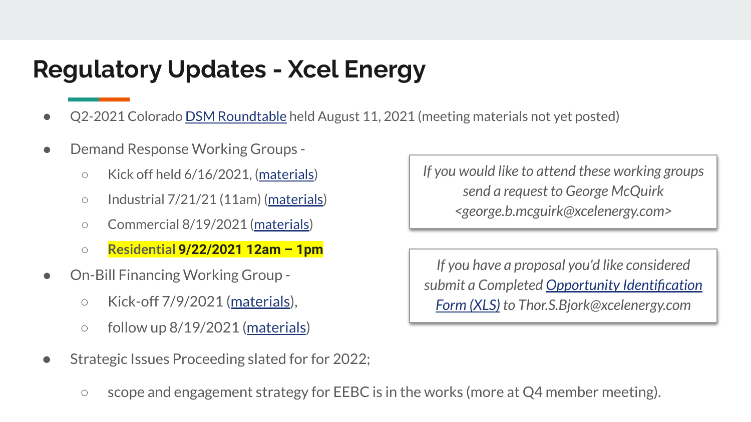# Regulatory Updates - Xcel Energy

- Q2-2021 Colorado DSM Roundtable held August 11, 2021 (meeting materials not yet posted)
- Demand Response Working Groups -
  - Kick off held 6/16/2021, (materials)
  - Industrial 7/21/21 (11am) (materials)
  - Commercial 8/19/2021 (materials)
  - Residential **9/22/2021 12am – 1pm**
- On-Bill Financing Working Group -
  - Kick-off 7/9/2021 (materials),
  - follow up 8/19/2021 (materials)
- Strategic Issues Proceeding slated for for 2022;
  - scope and engagement strategy for EEBC is in the works (more at Q4 member meeting).

*If you would like to attend these working groups send a request to George McQuirk <george.b.mcguirk@xcelenergy.com>*

*If you have a proposal you'd like considered submit a Completed Opportunity Identification Form (XLS) to Thor.S.Bjork@xcelenergy.com*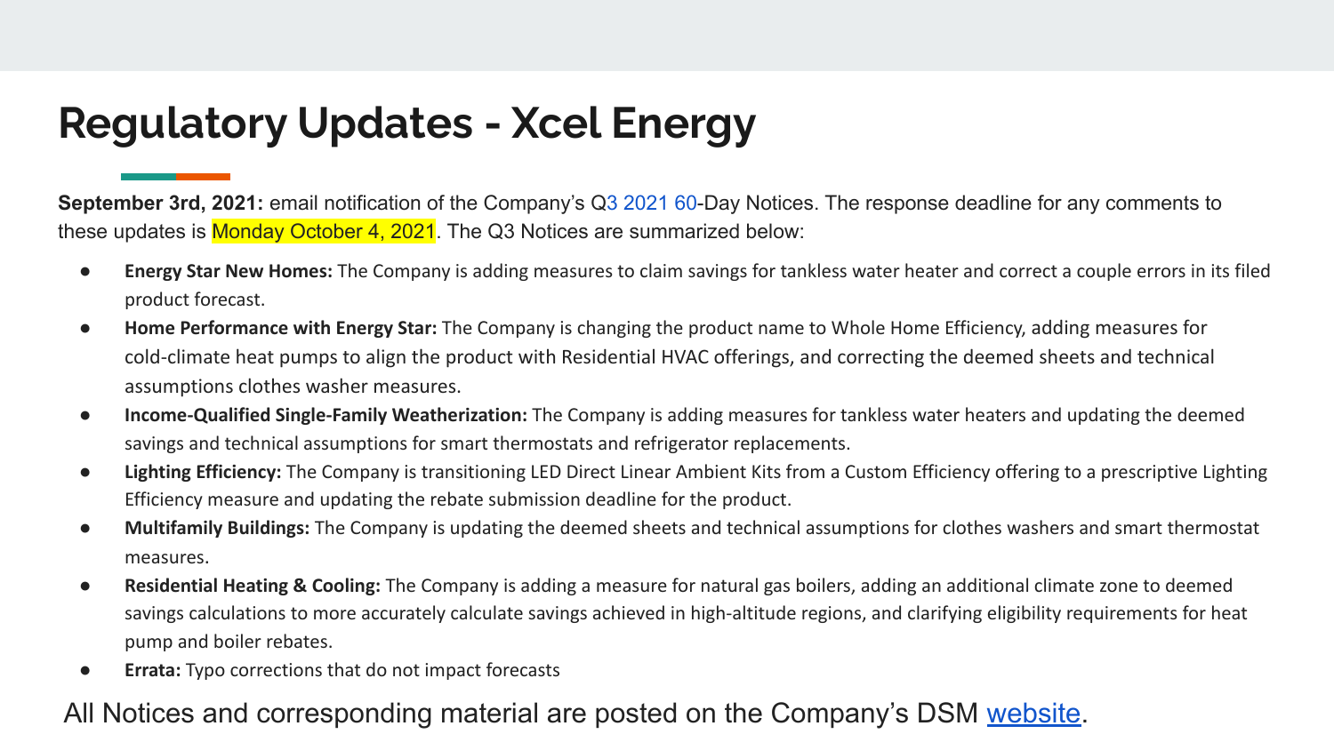# Regulatory Updates - Xcel Energy

**September 3rd, 2021:** email notification of the Company's Q3 2021 60-Day Notices. The response deadline for any comments to these updates is Monday October 4, 2021. The Q3 Notices are summarized below:

- **Energy Star New Homes:** The Company is adding measures to claim savings for tankless water heater and correct a couple errors in its filed product forecast.
- **Home Performance with Energy Star:** The Company is changing the product name to Whole Home Efficiency, adding measures for cold-climate heat pumps to align the product with Residential HVAC offerings, and correcting the deemed sheets and technical assumptions clothes washer measures.
- **Income-Qualified Single-Family Weatherization:** The Company is adding measures for tankless water heaters and updating the deemed savings and technical assumptions for smart thermostats and refrigerator replacements.
- **Lighting Efficiency:** The Company is transitioning LED Direct Linear Ambient Kits from a Custom Efficiency offering to a prescriptive Lighting Efficiency measure and updating the rebate submission deadline for the product.
- **Multifamily Buildings:** The Company is updating the deemed sheets and technical assumptions for clothes washers and smart thermostat measures.
- **Residential Heating & Cooling:** The Company is adding a measure for natural gas boilers, adding an additional climate zone to deemed savings calculations to more accurately calculate savings achieved in high-altitude regions, and clarifying eligibility requirements for heat pump and boiler rebates.
- **Errata:** Typo corrections that do not impact forecasts

All Notices and corresponding material are posted on the Company's DSM website.